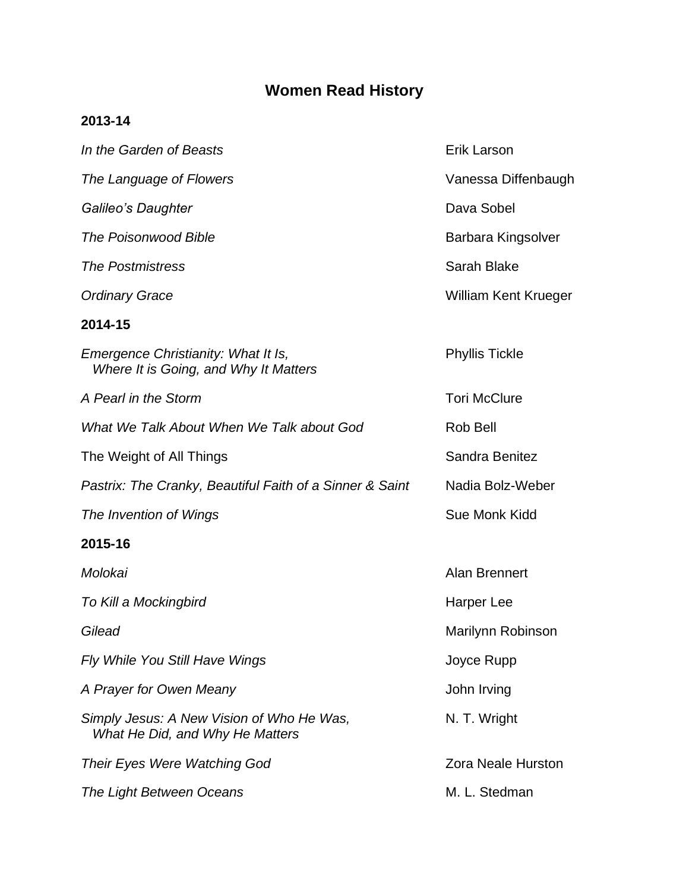# Women Read History

## 2013-14

| | |
|---|---|
| *In the Garden of Beasts* | Erik Larson |
| *The Language of Flowers* | Vanessa Diffenbaugh |
| *Galileo's Daughter* | Dava Sobel |
| *The Poisonwood Bible* | Barbara Kingsolver |
| *The Postmistress* | Sarah Blake |
| *Ordinary Grace* | William Kent Krueger |

## 2014-15

| | |
|---|---|
| *Emergence Christianity: What It Is, Where It is Going, and Why It Matters* | Phyllis Tickle |
| *A Pearl in the Storm* | Tori McClure |
| *What We Talk About When We Talk about God* | Rob Bell |
| The Weight of All Things | Sandra Benitez |
| *Pastrix: The Cranky, Beautiful Faith of a Sinner & Saint* | Nadia Bolz-Weber |
| *The Invention of Wings* | Sue Monk Kidd |

## 2015-16

| | |
|---|---|
| *Molokai* | Alan Brennert |
| *To Kill a Mockingbird* | Harper Lee |
| *Gilead* | Marilynn Robinson |
| *Fly While You Still Have Wings* | Joyce Rupp |
| *A Prayer for Owen Meany* | John Irving |
| *Simply Jesus: A New Vision of Who He Was, What He Did, and Why He Matters* | N. T. Wright |
| *Their Eyes Were Watching God* | Zora Neale Hurston |
| *The Light Between Oceans* | M. L. Stedman |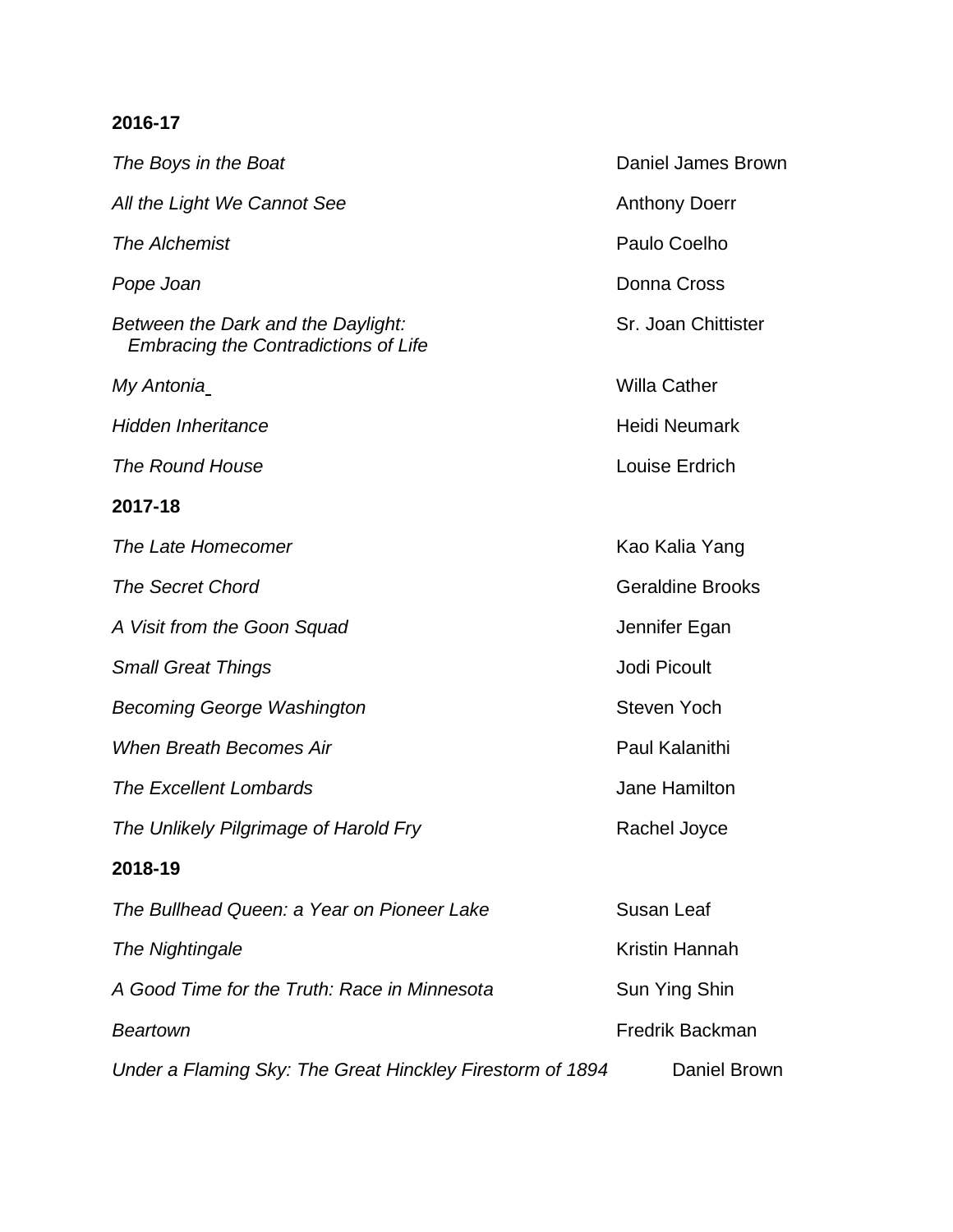**2016-17**

| | |
|---|---|
| *The Boys in the Boat* | Daniel James Brown |
| *All the Light We Cannot See* | Anthony Doerr |
| *The Alchemist* | Paulo Coelho |
| *Pope Joan* | Donna Cross |
| *Between the Dark and the Daylight: Embracing the Contradictions of Life* | Sr. Joan Chittister |
| *My Antonia* | Willa Cather |
| *Hidden Inheritance* | Heidi Neumark |
| *The Round House* | Louise Erdrich |

**2017-18**

| | |
|---|---|
| *The Late Homecomer* | Kao Kalia Yang |
| *The Secret Chord* | Geraldine Brooks |
| *A Visit from the Goon Squad* | Jennifer Egan |
| *Small Great Things* | Jodi Picoult |
| *Becoming George Washington* | Steven Yoch |
| *When Breath Becomes Air* | Paul Kalanithi |
| *The Excellent Lombards* | Jane Hamilton |
| *The Unlikely Pilgrimage of Harold Fry* | Rachel Joyce |

**2018-19**

| | |
|---|---|
| *The Bullhead Queen: a Year on Pioneer Lake* | Susan Leaf |
| *The Nightingale* | Kristin Hannah |
| *A Good Time for the Truth: Race in Minnesota* | Sun Ying Shin |
| *Beartown* | Fredrik Backman |
| *Under a Flaming Sky: The Great Hinckley Firestorm of 1894* | Daniel Brown |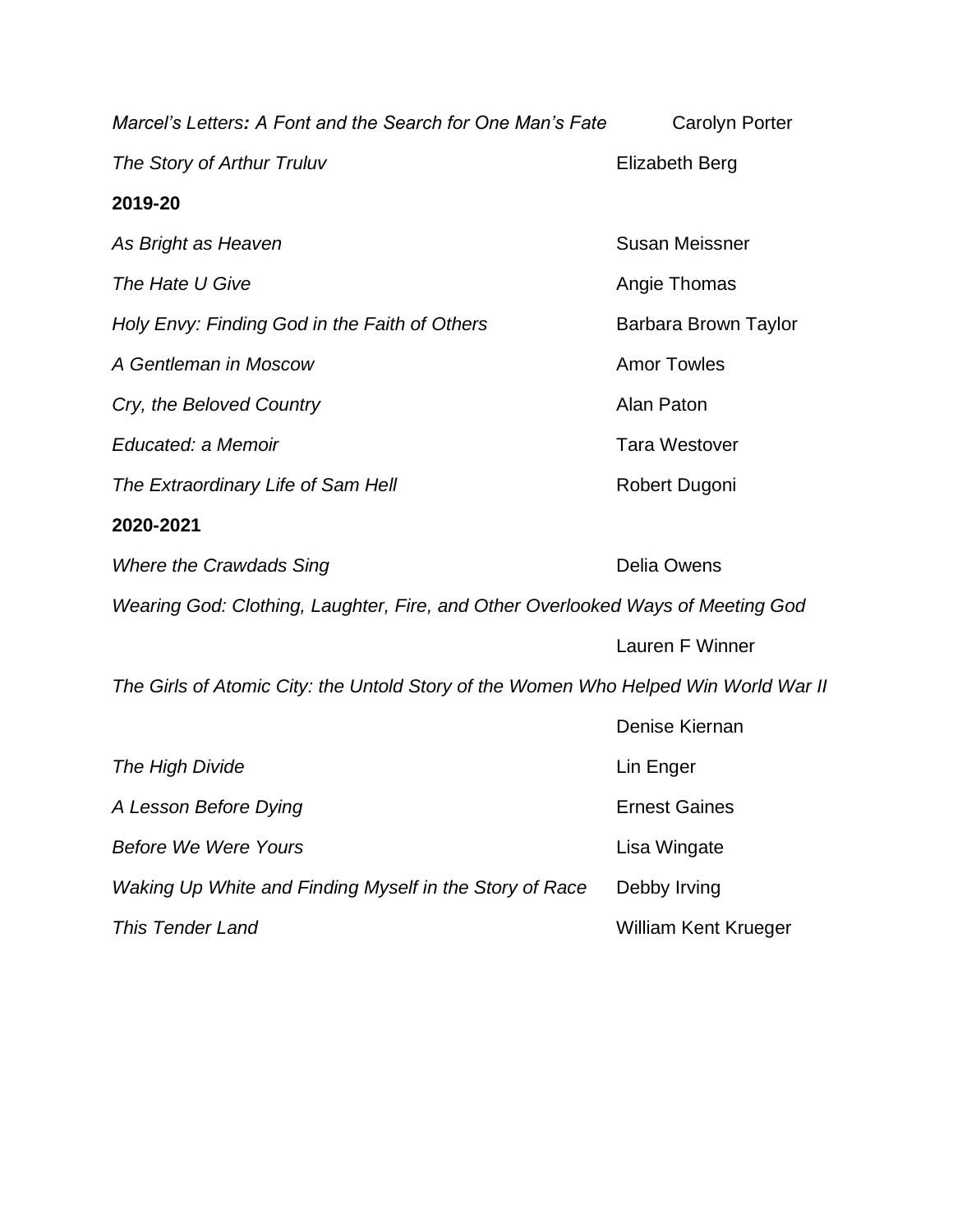*Marcel's Letters: A Font and the Search for One Man's Fate* Carolyn Porter

*The Story of Arthur Truluv* Elizabeth Berg

**2019-20**

*As Bright as Heaven* Susan Meissner

*The Hate U Give* Angie Thomas

*Holy Envy: Finding God in the Faith of Others* Barbara Brown Taylor

*A Gentleman in Moscow* Amor Towles

*Cry, the Beloved Country* Alan Paton

*Educated: a Memoir* Tara Westover

*The Extraordinary Life of Sam Hell* Robert Dugoni

**2020-2021**

*Where the Crawdads Sing* Delia Owens

*Wearing God: Clothing, Laughter, Fire, and Other Overlooked Ways of Meeting God* Lauren F Winner

*The Girls of Atomic City: the Untold Story of the Women Who Helped Win World War II* Denise Kiernan

*The High Divide* Lin Enger

*A Lesson Before Dying* Ernest Gaines

*Before We Were Yours* Lisa Wingate

*Waking Up White and Finding Myself in the Story of Race* Debby Irving

*This Tender Land* William Kent Krueger